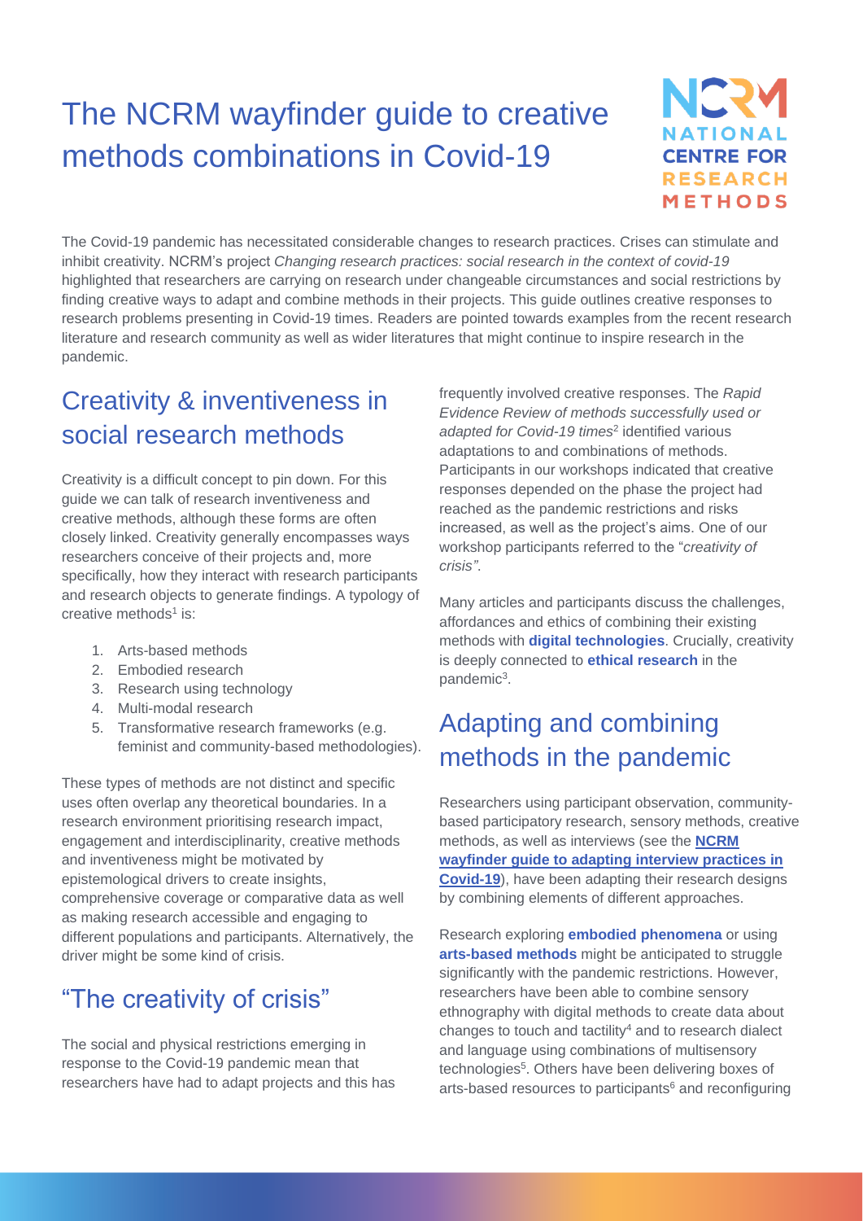# The NCRM wayfinder guide to creative methods combinations in Covid-19

The Covid-19 pandemic has necessitated considerable changes to research practices. Crises can stimulate and inhibit creativity. NCRM's project *Changing research practices: social research in the context of covid-19* highlighted that researchers are carrying on research under changeable circumstances and social restrictions by finding creative ways to adapt and combine methods in their projects. This guide outlines creative responses to research problems presenting in Covid-19 times. Readers are pointed towards examples from the recent research literature and research community as well as wider literatures that might continue to inspire research in the pandemic.

## Creativity & inventiveness in social research methods

Creativity is a difficult concept to pin down. For this guide we can talk of research inventiveness and creative methods, although these forms are often closely linked. Creativity generally encompasses ways researchers conceive of their projects and, more specifically, how they interact with research participants and research objects to generate findings. A typology of creative methods[1] is:

1. Arts-based methods
2. Embodied research
3. Research using technology
4. Multi-modal research
5. Transformative research frameworks (e.g. feminist and community-based methodologies).

These types of methods are not distinct and specific uses often overlap any theoretical boundaries. In a research environment prioritising research impact, engagement and interdisciplinarity, creative methods and inventiveness might be motivated by epistemological drivers to create insights, comprehensive coverage or comparative data as well as making research accessible and engaging to different populations and participants. Alternatively, the driver might be some kind of crisis.

## "The creativity of crisis"

The social and physical restrictions emerging in response to the Covid-19 pandemic mean that researchers have had to adapt projects and this has frequently involved creative responses. The *Rapid Evidence Review of methods successfully used or adapted for Covid-19 times*[2] identified various adaptations to and combinations of methods. Participants in our workshops indicated that creative responses depended on the phase the project had reached as the pandemic restrictions and risks increased, as well as the project's aims. One of our workshop participants referred to the "*creativity of crisis"*.

Many articles and participants discuss the challenges, affordances and ethics of combining their existing methods with **digital technologies**. Crucially, creativity is deeply connected to **ethical research** in the pandemic[3].

## Adapting and combining methods in the pandemic

Researchers using participant observation, community-based participatory research, sensory methods, creative methods, as well as interviews (see the **NCRM wayfinder guide to adapting interview practices in Covid-19**), have been adapting their research designs by combining elements of different approaches.

Research exploring **embodied phenomena** or using **arts-based methods** might be anticipated to struggle significantly with the pandemic restrictions. However, researchers have been able to combine sensory ethnography with digital methods to create data about changes to touch and tactility[4] and to research dialect and language using combinations of multisensory technologies[5]. Others have been delivering boxes of arts-based resources to participants[6] and reconfiguring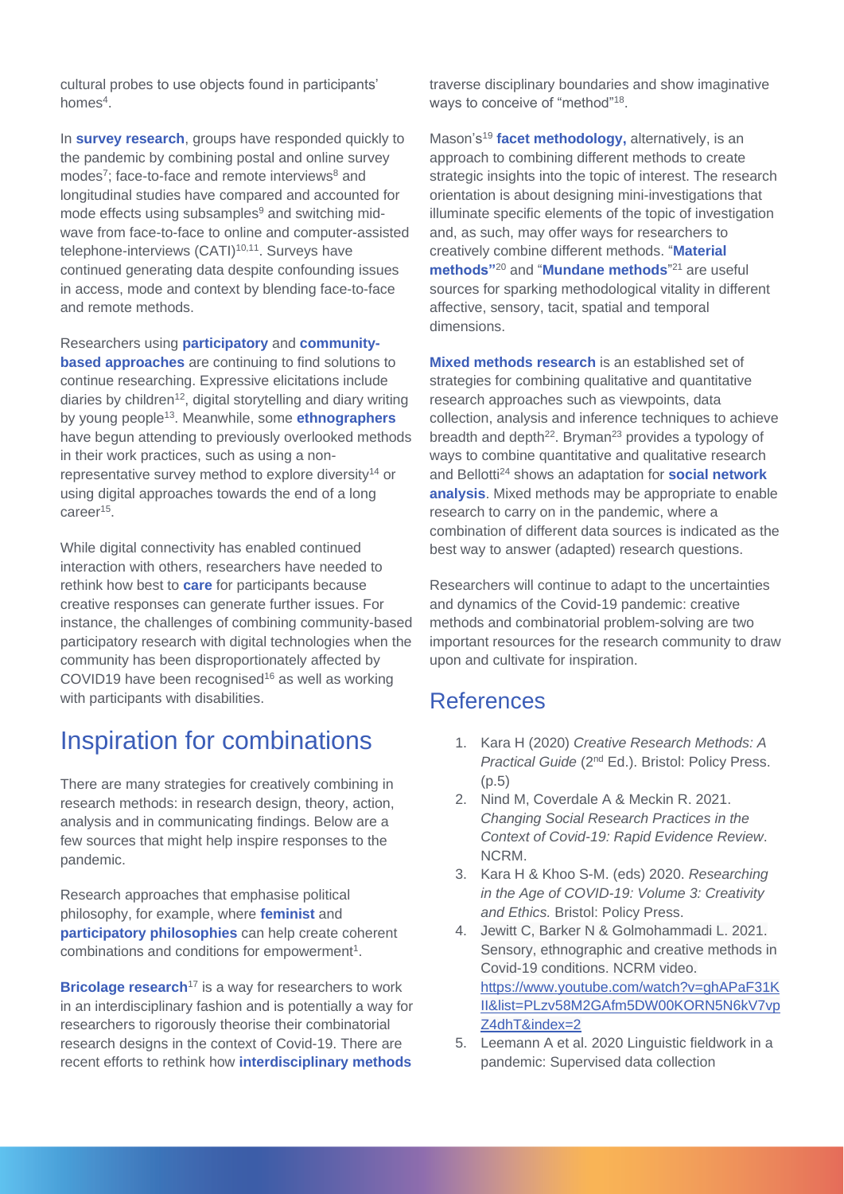cultural probes to use objects found in participants' homes[4].

In **survey research**, groups have responded quickly to the pandemic by combining postal and online survey modes[7]; face-to-face and remote interviews[8] and longitudinal studies have compared and accounted for mode effects using subsamples[9] and switching mid-wave from face-to-face to online and computer-assisted telephone-interviews (CATI)[10,11]. Surveys have continued generating data despite confounding issues in access, mode and context by blending face-to-face and remote methods.

Researchers using **participatory** and **community-based approaches** are continuing to find solutions to continue researching. Expressive elicitations include diaries by children[12], digital storytelling and diary writing by young people[13]. Meanwhile, some **ethnographers** have begun attending to previously overlooked methods in their work practices, such as using a non-representative survey method to explore diversity[14] or using digital approaches towards the end of a long career[15].

While digital connectivity has enabled continued interaction with others, researchers have needed to rethink how best to **care** for participants because creative responses can generate further issues. For instance, the challenges of combining community-based participatory research with digital technologies when the community has been disproportionately affected by COVID19 have been recognised[16] as well as working with participants with disabilities.

## Inspiration for combinations

There are many strategies for creatively combining in research methods: in research design, theory, action, analysis and in communicating findings. Below are a few sources that might help inspire responses to the pandemic.

Research approaches that emphasise political philosophy, for example, where **feminist** and **participatory philosophies** can help create coherent combinations and conditions for empowerment[1].

**Bricolage research**[17] is a way for researchers to work in an interdisciplinary fashion and is potentially a way for researchers to rigorously theorise their combinatorial research designs in the context of Covid-19. There are recent efforts to rethink how **interdisciplinary methods** traverse disciplinary boundaries and show imaginative ways to conceive of "method"[18].

Mason's[19] **facet methodology,** alternatively, is an approach to combining different methods to create strategic insights into the topic of interest. The research orientation is about designing mini-investigations that illuminate specific elements of the topic of investigation and, as such, may offer ways for researchers to creatively combine different methods. "**Material methods"**[20] and "**Mundane methods**"[21] are useful sources for sparking methodological vitality in different affective, sensory, tacit, spatial and temporal dimensions.

**Mixed methods research** is an established set of strategies for combining qualitative and quantitative research approaches such as viewpoints, data collection, analysis and inference techniques to achieve breadth and depth[22]. Bryman[23] provides a typology of ways to combine quantitative and qualitative research and Bellotti[24] shows an adaptation for **social network analysis**. Mixed methods may be appropriate to enable research to carry on in the pandemic, where a combination of different data sources is indicated as the best way to answer (adapted) research questions.

Researchers will continue to adapt to the uncertainties and dynamics of the Covid-19 pandemic: creative methods and combinatorial problem-solving are two important resources for the research community to draw upon and cultivate for inspiration.

## References

1. Kara H (2020) *Creative Research Methods: A Practical Guide* (2nd Ed.). Bristol: Policy Press. (p.5)
2. Nind M, Coverdale A & Meckin R. 2021. *Changing Social Research Practices in the Context of Covid-19: Rapid Evidence Review*. NCRM.
3. Kara H & Khoo S-M. (eds) 2020. *Researching in the Age of COVID-19: Volume 3: Creativity and Ethics.* Bristol: Policy Press.
4. Jewitt C, Barker N & Golmohammadi L. 2021. Sensory, ethnographic and creative methods in Covid-19 conditions. NCRM video. https://www.youtube.com/watch?v=ghAPaF31KIl&list=PLzv58M2GAfm5DW00KORN5N6kV7vpZ4dhT&index=2
5. Leemann A et al. 2020 Linguistic fieldwork in a pandemic: Supervised data collection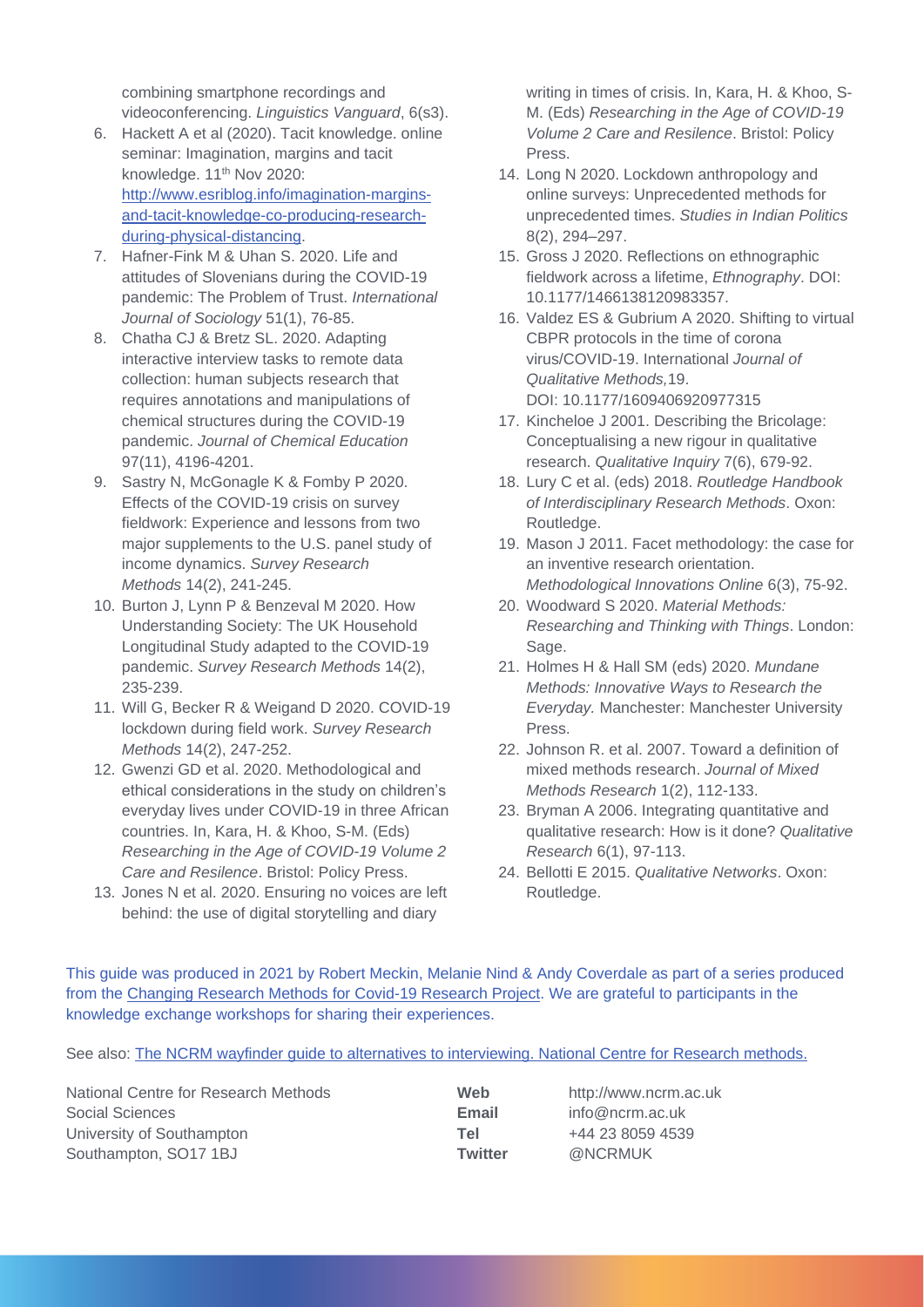combining smartphone recordings and videoconferencing. *Linguistics Vanguard*, 6(s3).

6. Hackett A et al (2020). Tacit knowledge. online seminar: Imagination, margins and tacit knowledge. 11th Nov 2020: [http://www.esriblog.info/imagination-margins-and-tacit-knowledge-co-producing-research-during-physical-distancing](http://www.esriblog.info/imagination-margins-and-tacit-knowledge-co-producing-research-during-physical-distancing).
7. Hafner-Fink M & Uhan S. 2020. Life and attitudes of Slovenians during the COVID-19 pandemic: The Problem of Trust. *International Journal of Sociology* 51(1), 76-85.
8. Chatha CJ & Bretz SL. 2020. Adapting interactive interview tasks to remote data collection: human subjects research that requires annotations and manipulations of chemical structures during the COVID-19 pandemic. *Journal of Chemical Education* 97(11), 4196-4201.
9. Sastry N, McGonagle K & Fomby P 2020. Effects of the COVID-19 crisis on survey fieldwork: Experience and lessons from two major supplements to the U.S. panel study of income dynamics. *Survey Research Methods* 14(2), 241-245.
10. Burton J, Lynn P & Benzeval M 2020. How Understanding Society: The UK Household Longitudinal Study adapted to the COVID-19 pandemic. *Survey Research Methods* 14(2), 235-239.
11. Will G, Becker R & Weigand D 2020. COVID-19 lockdown during field work. *Survey Research Methods* 14(2), 247-252.
12. Gwenzi GD et al. 2020. Methodological and ethical considerations in the study on children's everyday lives under COVID-19 in three African countries. In, Kara, H. & Khoo, S-M. (Eds) *Researching in the Age of COVID-19 Volume 2 Care and Resilence*. Bristol: Policy Press.
13. Jones N et al. 2020. Ensuring no voices are left behind: the use of digital storytelling and diary writing in times of crisis. In, Kara, H. & Khoo, S-M. (Eds) *Researching in the Age of COVID-19 Volume 2 Care and Resilence*. Bristol: Policy Press.
14. Long N 2020. Lockdown anthropology and online surveys: Unprecedented methods for unprecedented times. *Studies in Indian Politics* 8(2), 294–297.
15. Gross J 2020. Reflections on ethnographic fieldwork across a lifetime, *Ethnography*. DOI: 10.1177/1466138120983357.
16. Valdez ES & Gubrium A 2020. Shifting to virtual CBPR protocols in the time of corona virus/COVID-19. International *Journal of Qualitative Methods,*19. DOI: 10.1177/1609406920977315
17. Kincheloe J 2001. Describing the Bricolage: Conceptualising a new rigour in qualitative research. *Qualitative Inquiry* 7(6), 679-92.
18. Lury C et al. (eds) 2018. *Routledge Handbook of Interdisciplinary Research Methods*. Oxon: Routledge.
19. Mason J 2011. Facet methodology: the case for an inventive research orientation. *Methodological Innovations Online* 6(3), 75-92.
20. Woodward S 2020. *Material Methods: Researching and Thinking with Things*. London: Sage.
21. Holmes H & Hall SM (eds) 2020. *Mundane Methods: Innovative Ways to Research the Everyday.* Manchester: Manchester University Press.
22. Johnson R. et al. 2007. Toward a definition of mixed methods research. *Journal of Mixed Methods Research* 1(2), 112-133.
23. Bryman A 2006. Integrating quantitative and qualitative research: How is it done? *Qualitative Research* 6(1), 97-113.
24. Bellotti E 2015. *Qualitative Networks*. Oxon: Routledge.

This guide was produced in 2021 by Robert Meckin, Melanie Nind & Andy Coverdale as part of a series produced from the Changing Research Methods for Covid-19 Research Project. We are grateful to participants in the knowledge exchange workshops for sharing their experiences.

See also: The NCRM wayfinder guide to alternatives to interviewing. National Centre for Research methods.

| | | |
|---|---|---|
| National Centre for Research Methods | **Web** | http://www.ncrm.ac.uk |
| Social Sciences | **Email** | info@ncrm.ac.uk |
| University of Southampton | **Tel** | +44 23 8059 4539 |
| Southampton, SO17 1BJ | **Twitter** | @NCRMUK |